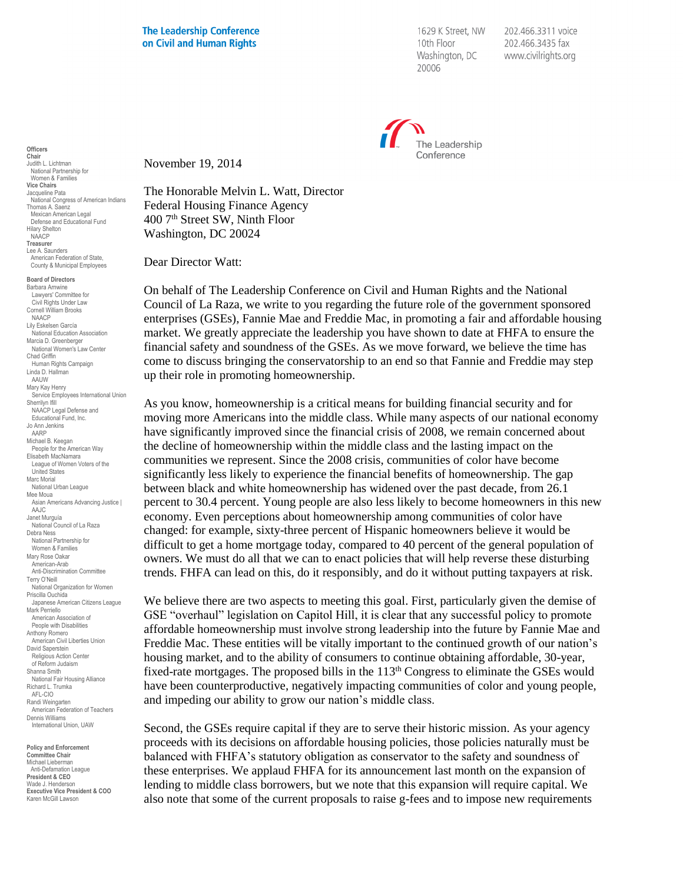**The Leadership Conference on Civil and Human Rights**

1629 K Street, NW
10th Floor
Washington, DC
20006

202.466.3311 voice
202.466.3435 fax
www.civilrights.org

The Leadership Conference

**Officers**
**Chair**
Judith L. Lichtman
National Partnership for Women & Families
**Vice Chairs**
Jacqueline Pata
National Congress of American Indians
Thomas A. Saenz
Mexican American Legal Defense and Educational Fund
Hilary Shelton
NAACP
**Treasurer**
Lee A. Saunders
American Federation of State, County & Municipal Employees

**Board of Directors**
Barbara Arnwine
Lawyers' Committee for Civil Rights Under Law
Cornell William Brooks
NAACP
Lily Eskelsen García
National Education Association
Marcia D. Greenberger
National Women's Law Center
Chad Griffin
Human Rights Campaign
Linda D. Hallman
AAUW
Mary Kay Henry
Service Employees International Union
Sherrilyn Ifill
NAACP Legal Defense and Educational Fund, Inc.
Jo Ann Jenkins
AARP
Michael B. Keegan
People for the American Way
Elisabeth MacNamara
League of Women Voters of the United States
Marc Morial
National Urban League
Mee Moua
Asian Americans Advancing Justice | AAJC
Janet Murguía
National Council of La Raza
Debra Ness
National Partnership for Women & Families
Mary Rose Oakar
American-Arab Anti-Discrimination Committee
Terry O'Neill
National Organization for Women
Priscilla Ouchida
Japanese American Citizens League
Mark Perriello
American Association of People with Disabilities
Anthony Romero
American Civil Liberties Union
David Saperstein
Religious Action Center of Reform Judaism
Shanna Smith
National Fair Housing Alliance
Richard L. Trumka
AFL-CIO
Randi Weingarten
American Federation of Teachers
Dennis Williams
International Union, UAW

**Policy and Enforcement Committee Chair**
Michael Lieberman
Anti-Defamation League
**President & CEO**
Wade J. Henderson
**Executive Vice President & COO**
Karen McGill Lawson

November 19, 2014

The Honorable Melvin L. Watt, Director
Federal Housing Finance Agency
400 7th Street SW, Ninth Floor
Washington, DC 20024

Dear Director Watt:

On behalf of The Leadership Conference on Civil and Human Rights and the National Council of La Raza, we write to you regarding the future role of the government sponsored enterprises (GSEs), Fannie Mae and Freddie Mac, in promoting a fair and affordable housing market. We greatly appreciate the leadership you have shown to date at FHFA to ensure the financial safety and soundness of the GSEs. As we move forward, we believe the time has come to discuss bringing the conservatorship to an end so that Fannie and Freddie may step up their role in promoting homeownership.

As you know, homeownership is a critical means for building financial security and for moving more Americans into the middle class. While many aspects of our national economy have significantly improved since the financial crisis of 2008, we remain concerned about the decline of homeownership within the middle class and the lasting impact on the communities we represent. Since the 2008 crisis, communities of color have become significantly less likely to experience the financial benefits of homeownership. The gap between black and white homeownership has widened over the past decade, from 26.1 percent to 30.4 percent. Young people are also less likely to become homeowners in this new economy. Even perceptions about homeownership among communities of color have changed: for example, sixty-three percent of Hispanic homeowners believe it would be difficult to get a home mortgage today, compared to 40 percent of the general population of owners. We must do all that we can to enact policies that will help reverse these disturbing trends. FHFA can lead on this, do it responsibly, and do it without putting taxpayers at risk.

We believe there are two aspects to meeting this goal. First, particularly given the demise of GSE "overhaul" legislation on Capitol Hill, it is clear that any successful policy to promote affordable homeownership must involve strong leadership into the future by Fannie Mae and Freddie Mac. These entities will be vitally important to the continued growth of our nation's housing market, and to the ability of consumers to continue obtaining affordable, 30-year, fixed-rate mortgages. The proposed bills in the 113th Congress to eliminate the GSEs would have been counterproductive, negatively impacting communities of color and young people, and impeding our ability to grow our nation's middle class.

Second, the GSEs require capital if they are to serve their historic mission. As your agency proceeds with its decisions on affordable housing policies, those policies naturally must be balanced with FHFA's statutory obligation as conservator to the safety and soundness of these enterprises. We applaud FHFA for its announcement last month on the expansion of lending to middle class borrowers, but we note that this expansion will require capital. We also note that some of the current proposals to raise g-fees and to impose new requirements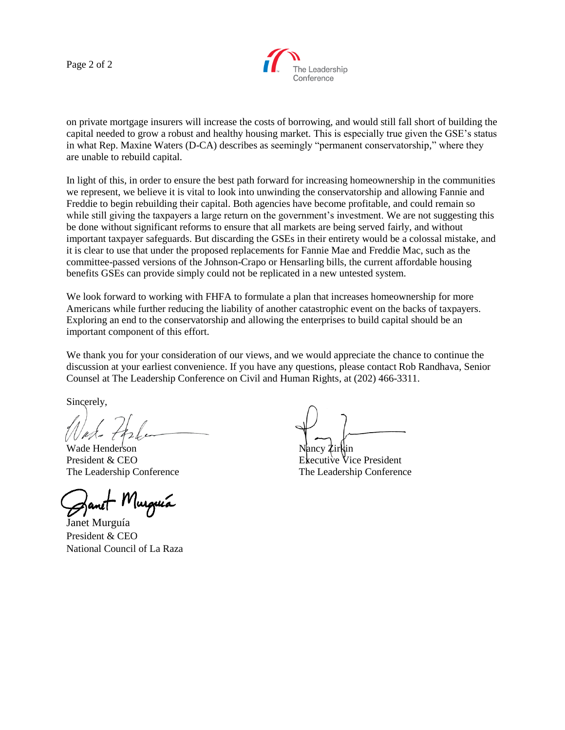on private mortgage insurers will increase the costs of borrowing, and would still fall short of building the capital needed to grow a robust and healthy housing market. This is especially true given the GSE's status in what Rep. Maxine Waters (D-CA) describes as seemingly "permanent conservatorship," where they are unable to rebuild capital.

In light of this, in order to ensure the best path forward for increasing homeownership in the communities we represent, we believe it is vital to look into unwinding the conservatorship and allowing Fannie and Freddie to begin rebuilding their capital. Both agencies have become profitable, and could remain so while still giving the taxpayers a large return on the government's investment. We are not suggesting this be done without significant reforms to ensure that all markets are being served fairly, and without important taxpayer safeguards. But discarding the GSEs in their entirety would be a colossal mistake, and it is clear to use that under the proposed replacements for Fannie Mae and Freddie Mac, such as the committee-passed versions of the Johnson-Crapo or Hensarling bills, the current affordable housing benefits GSEs can provide simply could not be replicated in a new untested system.

We look forward to working with FHFA to formulate a plan that increases homeownership for more Americans while further reducing the liability of another catastrophic event on the backs of taxpayers. Exploring an end to the conservatorship and allowing the enterprises to build capital should be an important component of this effort.

We thank you for your consideration of our views, and we would appreciate the chance to continue the discussion at your earliest convenience. If you have any questions, please contact Rob Randhava, Senior Counsel at The Leadership Conference on Civil and Human Rights, at (202) 466-3311.

Sincerely,

Wade Henderson
President & CEO
The Leadership Conference

Nancy Zirkin
Executive Vice President
The Leadership Conference

Janet Murguía
President & CEO
National Council of La Raza